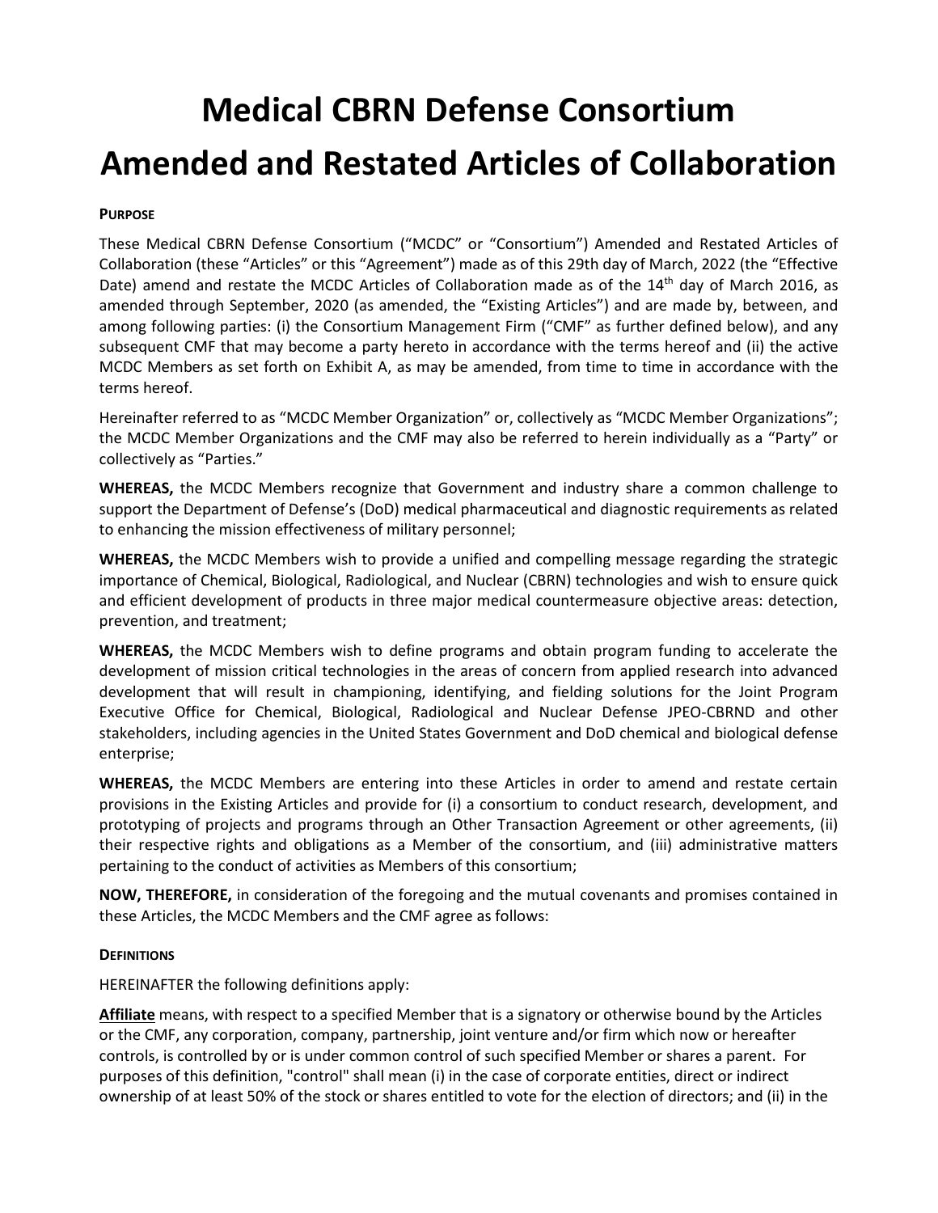# Medical CBRN Defense Consortium Amended and Restated Articles of Collaboration

**PURPOSE**

These Medical CBRN Defense Consortium ("MCDC" or "Consortium") Amended and Restated Articles of Collaboration (these "Articles" or this "Agreement") made as of this 29th day of March, 2022 (the "Effective Date) amend and restate the MCDC Articles of Collaboration made as of the 14th day of March 2016, as amended through September, 2020 (as amended, the "Existing Articles") and are made by, between, and among following parties: (i) the Consortium Management Firm ("CMF" as further defined below), and any subsequent CMF that may become a party hereto in accordance with the terms hereof and (ii) the active MCDC Members as set forth on Exhibit A, as may be amended, from time to time in accordance with the terms hereof.

Hereinafter referred to as "MCDC Member Organization" or, collectively as "MCDC Member Organizations"; the MCDC Member Organizations and the CMF may also be referred to herein individually as a "Party" or collectively as "Parties."

**WHEREAS,** the MCDC Members recognize that Government and industry share a common challenge to support the Department of Defense's (DoD) medical pharmaceutical and diagnostic requirements as related to enhancing the mission effectiveness of military personnel;

**WHEREAS,** the MCDC Members wish to provide a unified and compelling message regarding the strategic importance of Chemical, Biological, Radiological, and Nuclear (CBRN) technologies and wish to ensure quick and efficient development of products in three major medical countermeasure objective areas: detection, prevention, and treatment;

**WHEREAS,** the MCDC Members wish to define programs and obtain program funding to accelerate the development of mission critical technologies in the areas of concern from applied research into advanced development that will result in championing, identifying, and fielding solutions for the Joint Program Executive Office for Chemical, Biological, Radiological and Nuclear Defense JPEO-CBRND and other stakeholders, including agencies in the United States Government and DoD chemical and biological defense enterprise;

**WHEREAS,** the MCDC Members are entering into these Articles in order to amend and restate certain provisions in the Existing Articles and provide for (i) a consortium to conduct research, development, and prototyping of projects and programs through an Other Transaction Agreement or other agreements, (ii) their respective rights and obligations as a Member of the consortium, and (iii) administrative matters pertaining to the conduct of activities as Members of this consortium;

**NOW, THEREFORE,** in consideration of the foregoing and the mutual covenants and promises contained in these Articles, the MCDC Members and the CMF agree as follows:

**DEFINITIONS**

HEREINAFTER the following definitions apply:

**Affiliate** means, with respect to a specified Member that is a signatory or otherwise bound by the Articles or the CMF, any corporation, company, partnership, joint venture and/or firm which now or hereafter controls, is controlled by or is under common control of such specified Member or shares a parent. For purposes of this definition, "control" shall mean (i) in the case of corporate entities, direct or indirect ownership of at least 50% of the stock or shares entitled to vote for the election of directors; and (ii) in the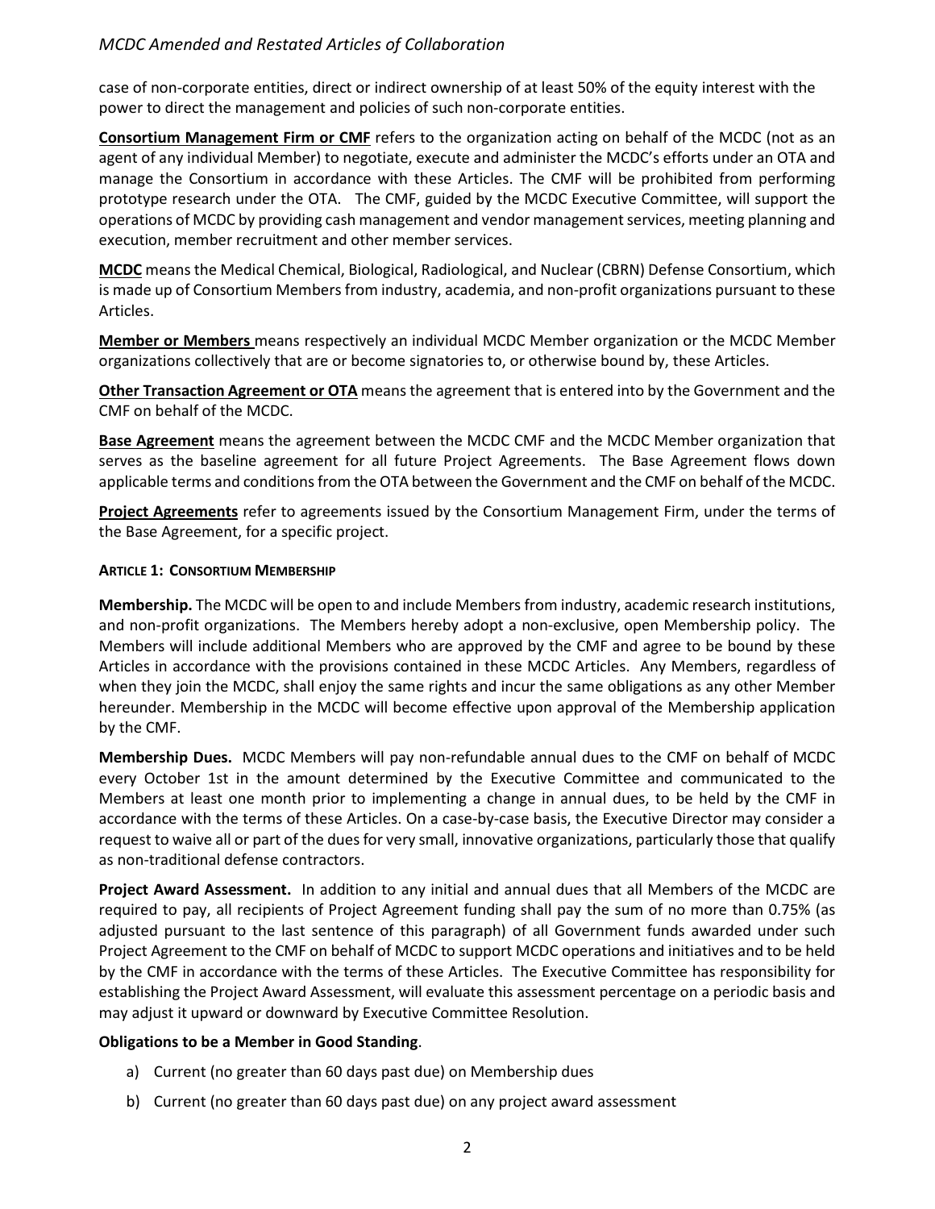case of non-corporate entities, direct or indirect ownership of at least 50% of the equity interest with the power to direct the management and policies of such non-corporate entities.

**Consortium Management Firm or CMF** refers to the organization acting on behalf of the MCDC (not as an agent of any individual Member) to negotiate, execute and administer the MCDC's efforts under an OTA and manage the Consortium in accordance with these Articles. The CMF will be prohibited from performing prototype research under the OTA. The CMF, guided by the MCDC Executive Committee, will support the operations of MCDC by providing cash management and vendor management services, meeting planning and execution, member recruitment and other member services.

**MCDC** means the Medical Chemical, Biological, Radiological, and Nuclear (CBRN) Defense Consortium, which is made up of Consortium Members from industry, academia, and non-profit organizations pursuant to these Articles.

**Member or Members** means respectively an individual MCDC Member organization or the MCDC Member organizations collectively that are or become signatories to, or otherwise bound by, these Articles.

**Other Transaction Agreement or OTA** means the agreement that is entered into by the Government and the CMF on behalf of the MCDC.

**Base Agreement** means the agreement between the MCDC CMF and the MCDC Member organization that serves as the baseline agreement for all future Project Agreements. The Base Agreement flows down applicable terms and conditions from the OTA between the Government and the CMF on behalf of the MCDC.

**Project Agreements** refer to agreements issued by the Consortium Management Firm, under the terms of the Base Agreement, for a specific project.

## ARTICLE 1: CONSORTIUM MEMBERSHIP

**Membership.** The MCDC will be open to and include Members from industry, academic research institutions, and non-profit organizations. The Members hereby adopt a non-exclusive, open Membership policy. The Members will include additional Members who are approved by the CMF and agree to be bound by these Articles in accordance with the provisions contained in these MCDC Articles. Any Members, regardless of when they join the MCDC, shall enjoy the same rights and incur the same obligations as any other Member hereunder. Membership in the MCDC will become effective upon approval of the Membership application by the CMF.

**Membership Dues.** MCDC Members will pay non-refundable annual dues to the CMF on behalf of MCDC every October 1st in the amount determined by the Executive Committee and communicated to the Members at least one month prior to implementing a change in annual dues, to be held by the CMF in accordance with the terms of these Articles. On a case-by-case basis, the Executive Director may consider a request to waive all or part of the dues for very small, innovative organizations, particularly those that qualify as non-traditional defense contractors.

**Project Award Assessment.** In addition to any initial and annual dues that all Members of the MCDC are required to pay, all recipients of Project Agreement funding shall pay the sum of no more than 0.75% (as adjusted pursuant to the last sentence of this paragraph) of all Government funds awarded under such Project Agreement to the CMF on behalf of MCDC to support MCDC operations and initiatives and to be held by the CMF in accordance with the terms of these Articles. The Executive Committee has responsibility for establishing the Project Award Assessment, will evaluate this assessment percentage on a periodic basis and may adjust it upward or downward by Executive Committee Resolution.

**Obligations to be a Member in Good Standing**.

a) Current (no greater than 60 days past due) on Membership dues

b) Current (no greater than 60 days past due) on any project award assessment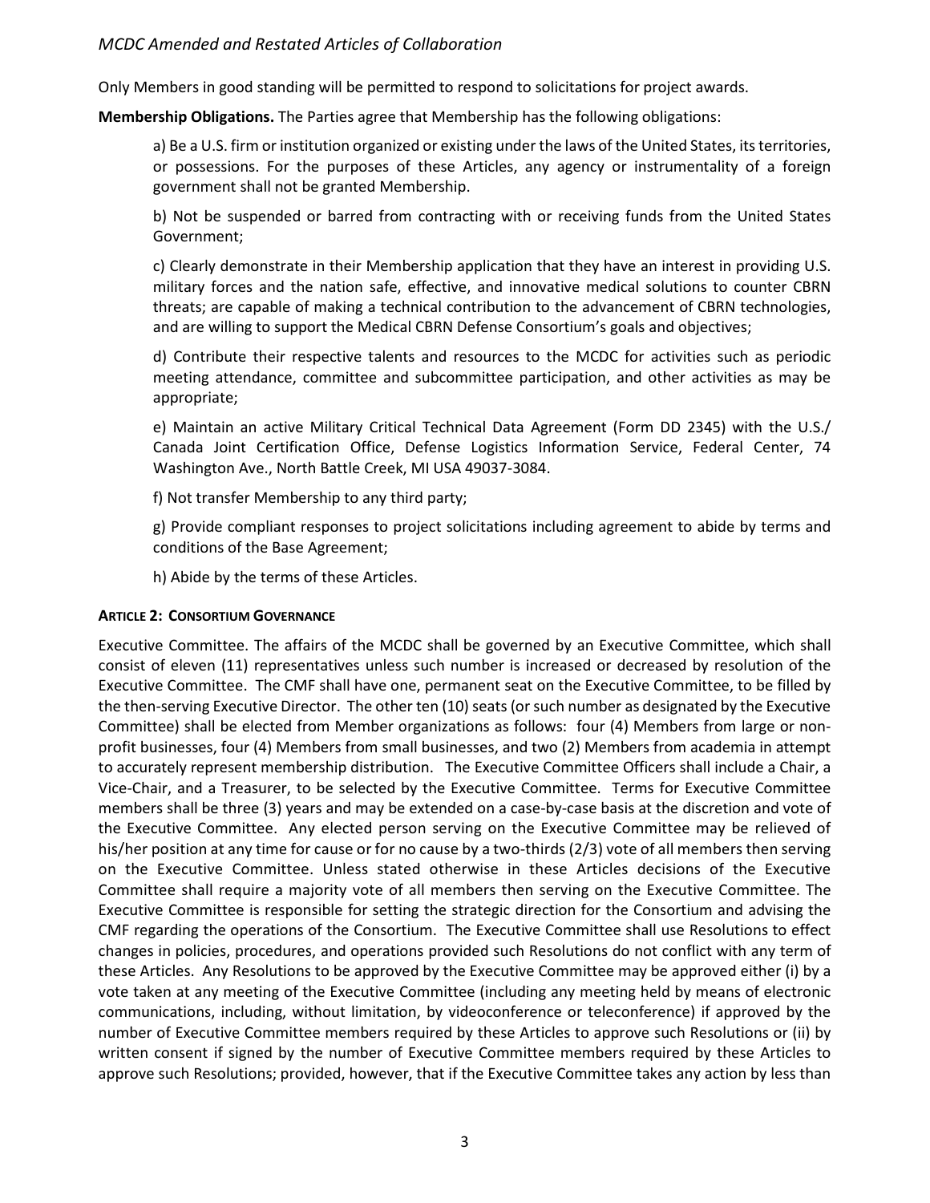Only Members in good standing will be permitted to respond to solicitations for project awards.

**Membership Obligations.** The Parties agree that Membership has the following obligations:

> a) Be a U.S. firm or institution organized or existing under the laws of the United States, its territories, or possessions. For the purposes of these Articles, any agency or instrumentality of a foreign government shall not be granted Membership.
>
> b) Not be suspended or barred from contracting with or receiving funds from the United States Government;
>
> c) Clearly demonstrate in their Membership application that they have an interest in providing U.S. military forces and the nation safe, effective, and innovative medical solutions to counter CBRN threats; are capable of making a technical contribution to the advancement of CBRN technologies, and are willing to support the Medical CBRN Defense Consortium's goals and objectives;
>
> d) Contribute their respective talents and resources to the MCDC for activities such as periodic meeting attendance, committee and subcommittee participation, and other activities as may be appropriate;
>
> e) Maintain an active Military Critical Technical Data Agreement (Form DD 2345) with the U.S./ Canada Joint Certification Office, Defense Logistics Information Service, Federal Center, 74 Washington Ave., North Battle Creek, MI USA 49037-3084.
>
> f) Not transfer Membership to any third party;
>
> g) Provide compliant responses to project solicitations including agreement to abide by terms and conditions of the Base Agreement;
>
> h) Abide by the terms of these Articles.

#### ARTICLE 2: CONSORTIUM GOVERNANCE

Executive Committee. The affairs of the MCDC shall be governed by an Executive Committee, which shall consist of eleven (11) representatives unless such number is increased or decreased by resolution of the Executive Committee. The CMF shall have one, permanent seat on the Executive Committee, to be filled by the then-serving Executive Director. The other ten (10) seats (or such number as designated by the Executive Committee) shall be elected from Member organizations as follows: four (4) Members from large or non-profit businesses, four (4) Members from small businesses, and two (2) Members from academia in attempt to accurately represent membership distribution. The Executive Committee Officers shall include a Chair, a Vice-Chair, and a Treasurer, to be selected by the Executive Committee. Terms for Executive Committee members shall be three (3) years and may be extended on a case-by-case basis at the discretion and vote of the Executive Committee. Any elected person serving on the Executive Committee may be relieved of his/her position at any time for cause or for no cause by a two-thirds (2/3) vote of all members then serving on the Executive Committee. Unless stated otherwise in these Articles decisions of the Executive Committee shall require a majority vote of all members then serving on the Executive Committee. The Executive Committee is responsible for setting the strategic direction for the Consortium and advising the CMF regarding the operations of the Consortium. The Executive Committee shall use Resolutions to effect changes in policies, procedures, and operations provided such Resolutions do not conflict with any term of these Articles. Any Resolutions to be approved by the Executive Committee may be approved either (i) by a vote taken at any meeting of the Executive Committee (including any meeting held by means of electronic communications, including, without limitation, by videoconference or teleconference) if approved by the number of Executive Committee members required by these Articles to approve such Resolutions or (ii) by written consent if signed by the number of Executive Committee members required by these Articles to approve such Resolutions; provided, however, that if the Executive Committee takes any action by less than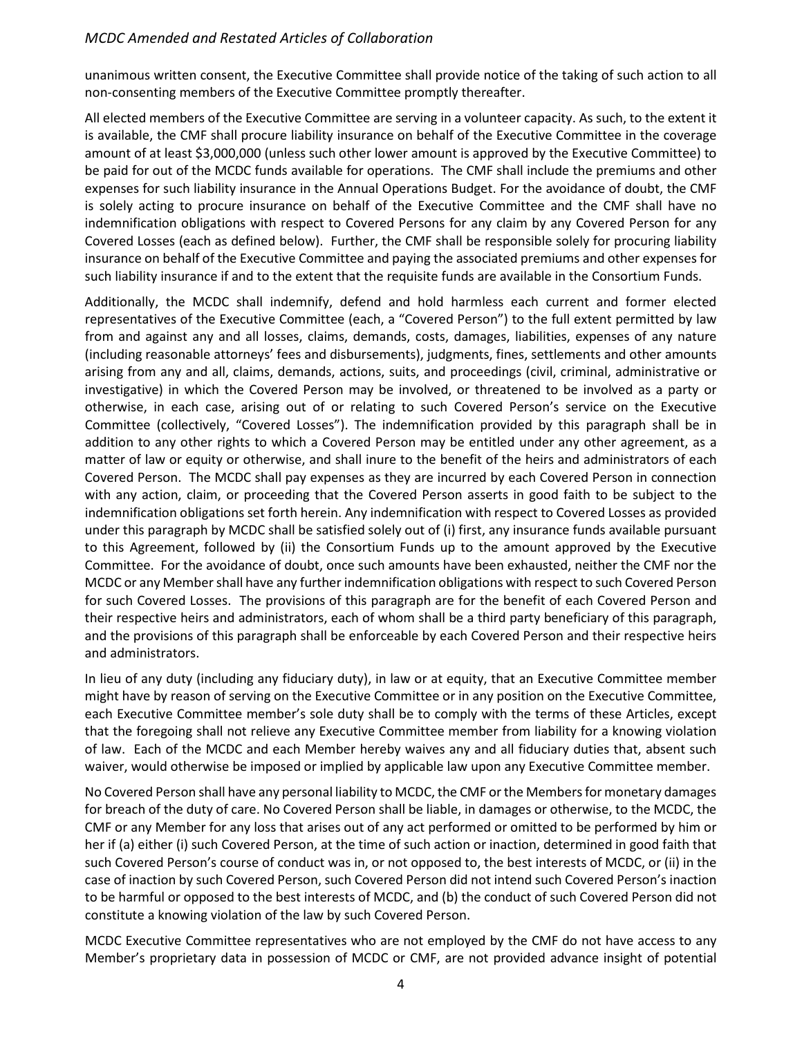unanimous written consent, the Executive Committee shall provide notice of the taking of such action to all non-consenting members of the Executive Committee promptly thereafter.

All elected members of the Executive Committee are serving in a volunteer capacity. As such, to the extent it is available, the CMF shall procure liability insurance on behalf of the Executive Committee in the coverage amount of at least $3,000,000 (unless such other lower amount is approved by the Executive Committee) to be paid for out of the MCDC funds available for operations. The CMF shall include the premiums and other expenses for such liability insurance in the Annual Operations Budget. For the avoidance of doubt, the CMF is solely acting to procure insurance on behalf of the Executive Committee and the CMF shall have no indemnification obligations with respect to Covered Persons for any claim by any Covered Person for any Covered Losses (each as defined below). Further, the CMF shall be responsible solely for procuring liability insurance on behalf of the Executive Committee and paying the associated premiums and other expenses for such liability insurance if and to the extent that the requisite funds are available in the Consortium Funds.

Additionally, the MCDC shall indemnify, defend and hold harmless each current and former elected representatives of the Executive Committee (each, a "Covered Person") to the full extent permitted by law from and against any and all losses, claims, demands, costs, damages, liabilities, expenses of any nature (including reasonable attorneys' fees and disbursements), judgments, fines, settlements and other amounts arising from any and all, claims, demands, actions, suits, and proceedings (civil, criminal, administrative or investigative) in which the Covered Person may be involved, or threatened to be involved as a party or otherwise, in each case, arising out of or relating to such Covered Person's service on the Executive Committee (collectively, "Covered Losses"). The indemnification provided by this paragraph shall be in addition to any other rights to which a Covered Person may be entitled under any other agreement, as a matter of law or equity or otherwise, and shall inure to the benefit of the heirs and administrators of each Covered Person. The MCDC shall pay expenses as they are incurred by each Covered Person in connection with any action, claim, or proceeding that the Covered Person asserts in good faith to be subject to the indemnification obligations set forth herein. Any indemnification with respect to Covered Losses as provided under this paragraph by MCDC shall be satisfied solely out of (i) first, any insurance funds available pursuant to this Agreement, followed by (ii) the Consortium Funds up to the amount approved by the Executive Committee. For the avoidance of doubt, once such amounts have been exhausted, neither the CMF nor the MCDC or any Member shall have any further indemnification obligations with respect to such Covered Person for such Covered Losses. The provisions of this paragraph are for the benefit of each Covered Person and their respective heirs and administrators, each of whom shall be a third party beneficiary of this paragraph, and the provisions of this paragraph shall be enforceable by each Covered Person and their respective heirs and administrators.

In lieu of any duty (including any fiduciary duty), in law or at equity, that an Executive Committee member might have by reason of serving on the Executive Committee or in any position on the Executive Committee, each Executive Committee member's sole duty shall be to comply with the terms of these Articles, except that the foregoing shall not relieve any Executive Committee member from liability for a knowing violation of law. Each of the MCDC and each Member hereby waives any and all fiduciary duties that, absent such waiver, would otherwise be imposed or implied by applicable law upon any Executive Committee member.

No Covered Person shall have any personal liability to MCDC, the CMF or the Members for monetary damages for breach of the duty of care. No Covered Person shall be liable, in damages or otherwise, to the MCDC, the CMF or any Member for any loss that arises out of any act performed or omitted to be performed by him or her if (a) either (i) such Covered Person, at the time of such action or inaction, determined in good faith that such Covered Person's course of conduct was in, or not opposed to, the best interests of MCDC, or (ii) in the case of inaction by such Covered Person, such Covered Person did not intend such Covered Person's inaction to be harmful or opposed to the best interests of MCDC, and (b) the conduct of such Covered Person did not constitute a knowing violation of the law by such Covered Person.

MCDC Executive Committee representatives who are not employed by the CMF do not have access to any Member's proprietary data in possession of MCDC or CMF, are not provided advance insight of potential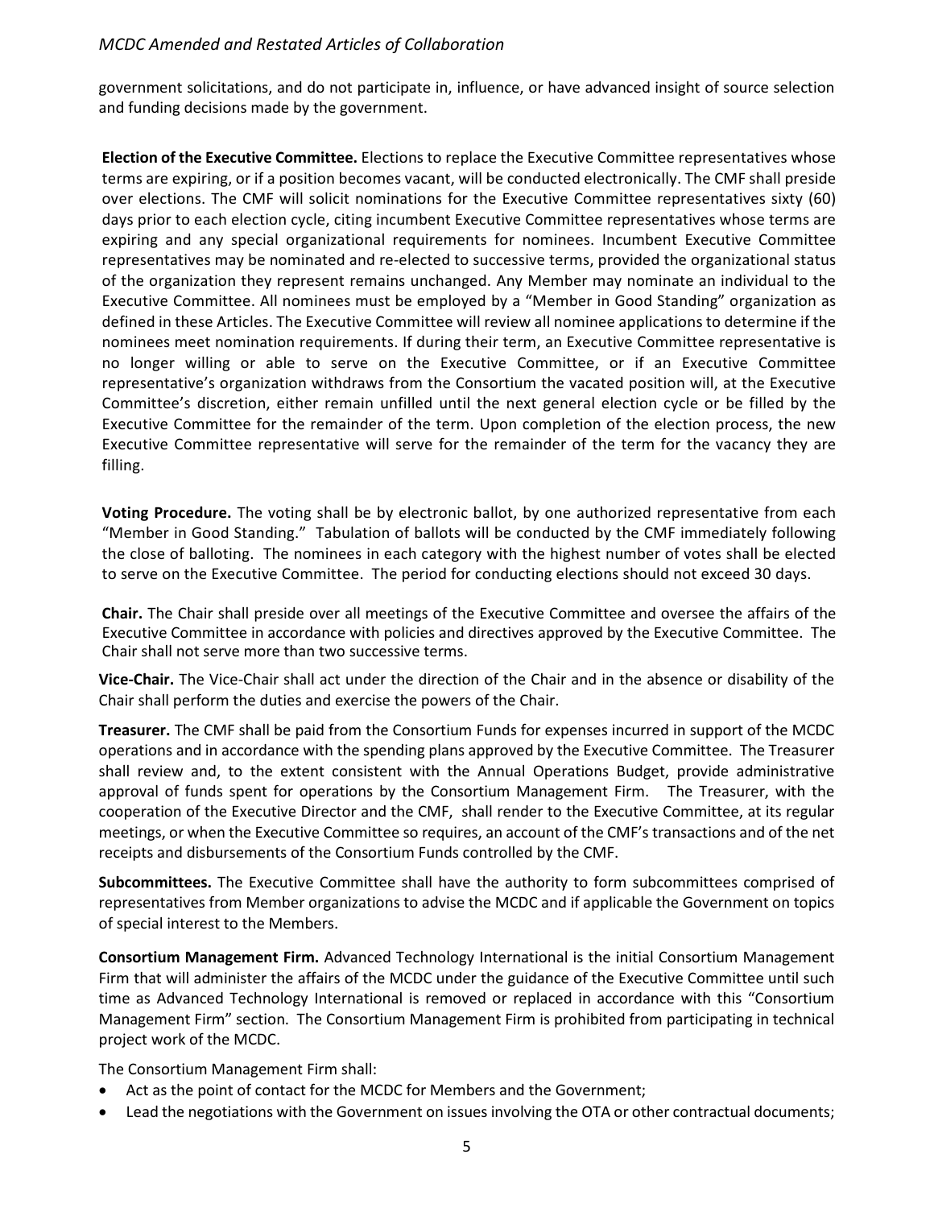government solicitations, and do not participate in, influence, or have advanced insight of source selection and funding decisions made by the government.

**Election of the Executive Committee.** Elections to replace the Executive Committee representatives whose terms are expiring, or if a position becomes vacant, will be conducted electronically. The CMF shall preside over elections. The CMF will solicit nominations for the Executive Committee representatives sixty (60) days prior to each election cycle, citing incumbent Executive Committee representatives whose terms are expiring and any special organizational requirements for nominees. Incumbent Executive Committee representatives may be nominated and re-elected to successive terms, provided the organizational status of the organization they represent remains unchanged. Any Member may nominate an individual to the Executive Committee. All nominees must be employed by a "Member in Good Standing" organization as defined in these Articles. The Executive Committee will review all nominee applications to determine if the nominees meet nomination requirements. If during their term, an Executive Committee representative is no longer willing or able to serve on the Executive Committee, or if an Executive Committee representative's organization withdraws from the Consortium the vacated position will, at the Executive Committee's discretion, either remain unfilled until the next general election cycle or be filled by the Executive Committee for the remainder of the term. Upon completion of the election process, the new Executive Committee representative will serve for the remainder of the term for the vacancy they are filling.

**Voting Procedure.** The voting shall be by electronic ballot, by one authorized representative from each "Member in Good Standing." Tabulation of ballots will be conducted by the CMF immediately following the close of balloting. The nominees in each category with the highest number of votes shall be elected to serve on the Executive Committee. The period for conducting elections should not exceed 30 days.

**Chair.** The Chair shall preside over all meetings of the Executive Committee and oversee the affairs of the Executive Committee in accordance with policies and directives approved by the Executive Committee. The Chair shall not serve more than two successive terms.

**Vice-Chair.** The Vice-Chair shall act under the direction of the Chair and in the absence or disability of the Chair shall perform the duties and exercise the powers of the Chair.

**Treasurer.** The CMF shall be paid from the Consortium Funds for expenses incurred in support of the MCDC operations and in accordance with the spending plans approved by the Executive Committee. The Treasurer shall review and, to the extent consistent with the Annual Operations Budget, provide administrative approval of funds spent for operations by the Consortium Management Firm. The Treasurer, with the cooperation of the Executive Director and the CMF, shall render to the Executive Committee, at its regular meetings, or when the Executive Committee so requires, an account of the CMF's transactions and of the net receipts and disbursements of the Consortium Funds controlled by the CMF.

**Subcommittees.** The Executive Committee shall have the authority to form subcommittees comprised of representatives from Member organizations to advise the MCDC and if applicable the Government on topics of special interest to the Members.

**Consortium Management Firm.** Advanced Technology International is the initial Consortium Management Firm that will administer the affairs of the MCDC under the guidance of the Executive Committee until such time as Advanced Technology International is removed or replaced in accordance with this "Consortium Management Firm" section. The Consortium Management Firm is prohibited from participating in technical project work of the MCDC.

The Consortium Management Firm shall:

- Act as the point of contact for the MCDC for Members and the Government;
- Lead the negotiations with the Government on issues involving the OTA or other contractual documents;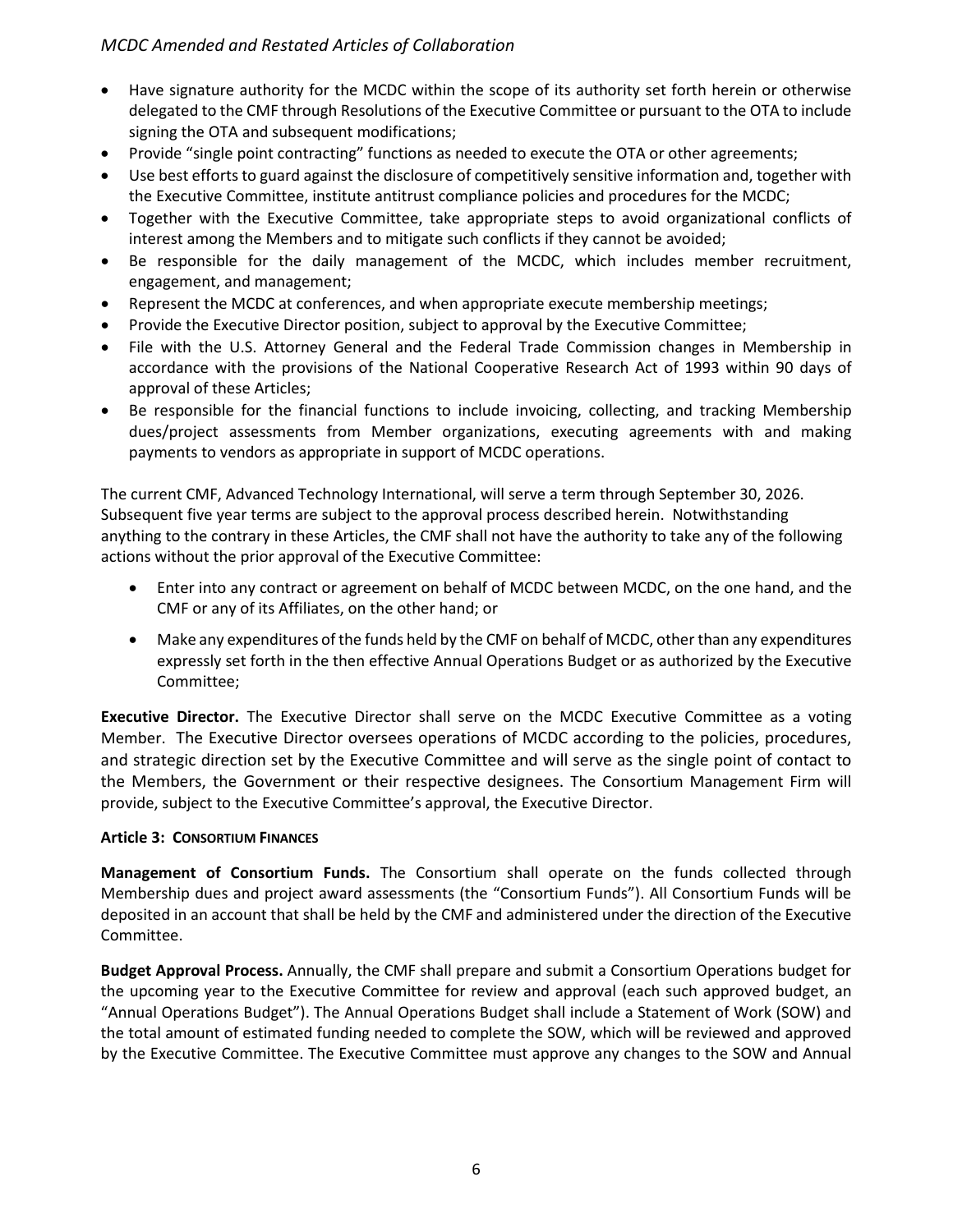- Have signature authority for the MCDC within the scope of its authority set forth herein or otherwise delegated to the CMF through Resolutions of the Executive Committee or pursuant to the OTA to include signing the OTA and subsequent modifications;
- Provide "single point contracting" functions as needed to execute the OTA or other agreements;
- Use best efforts to guard against the disclosure of competitively sensitive information and, together with the Executive Committee, institute antitrust compliance policies and procedures for the MCDC;
- Together with the Executive Committee, take appropriate steps to avoid organizational conflicts of interest among the Members and to mitigate such conflicts if they cannot be avoided;
- Be responsible for the daily management of the MCDC, which includes member recruitment, engagement, and management;
- Represent the MCDC at conferences, and when appropriate execute membership meetings;
- Provide the Executive Director position, subject to approval by the Executive Committee;
- File with the U.S. Attorney General and the Federal Trade Commission changes in Membership in accordance with the provisions of the National Cooperative Research Act of 1993 within 90 days of approval of these Articles;
- Be responsible for the financial functions to include invoicing, collecting, and tracking Membership dues/project assessments from Member organizations, executing agreements with and making payments to vendors as appropriate in support of MCDC operations.

The current CMF, Advanced Technology International, will serve a term through September 30, 2026. Subsequent five year terms are subject to the approval process described herein. Notwithstanding anything to the contrary in these Articles, the CMF shall not have the authority to take any of the following actions without the prior approval of the Executive Committee:

- Enter into any contract or agreement on behalf of MCDC between MCDC, on the one hand, and the CMF or any of its Affiliates, on the other hand; or
- Make any expenditures of the funds held by the CMF on behalf of MCDC, other than any expenditures expressly set forth in the then effective Annual Operations Budget or as authorized by the Executive Committee;

**Executive Director.** The Executive Director shall serve on the MCDC Executive Committee as a voting Member. The Executive Director oversees operations of MCDC according to the policies, procedures, and strategic direction set by the Executive Committee and will serve as the single point of contact to the Members, the Government or their respective designees. The Consortium Management Firm will provide, subject to the Executive Committee's approval, the Executive Director.

**Article 3: CONSORTIUM FINANCES**

**Management of Consortium Funds.** The Consortium shall operate on the funds collected through Membership dues and project award assessments (the "Consortium Funds"). All Consortium Funds will be deposited in an account that shall be held by the CMF and administered under the direction of the Executive Committee.

**Budget Approval Process.** Annually, the CMF shall prepare and submit a Consortium Operations budget for the upcoming year to the Executive Committee for review and approval (each such approved budget, an "Annual Operations Budget"). The Annual Operations Budget shall include a Statement of Work (SOW) and the total amount of estimated funding needed to complete the SOW, which will be reviewed and approved by the Executive Committee. The Executive Committee must approve any changes to the SOW and Annual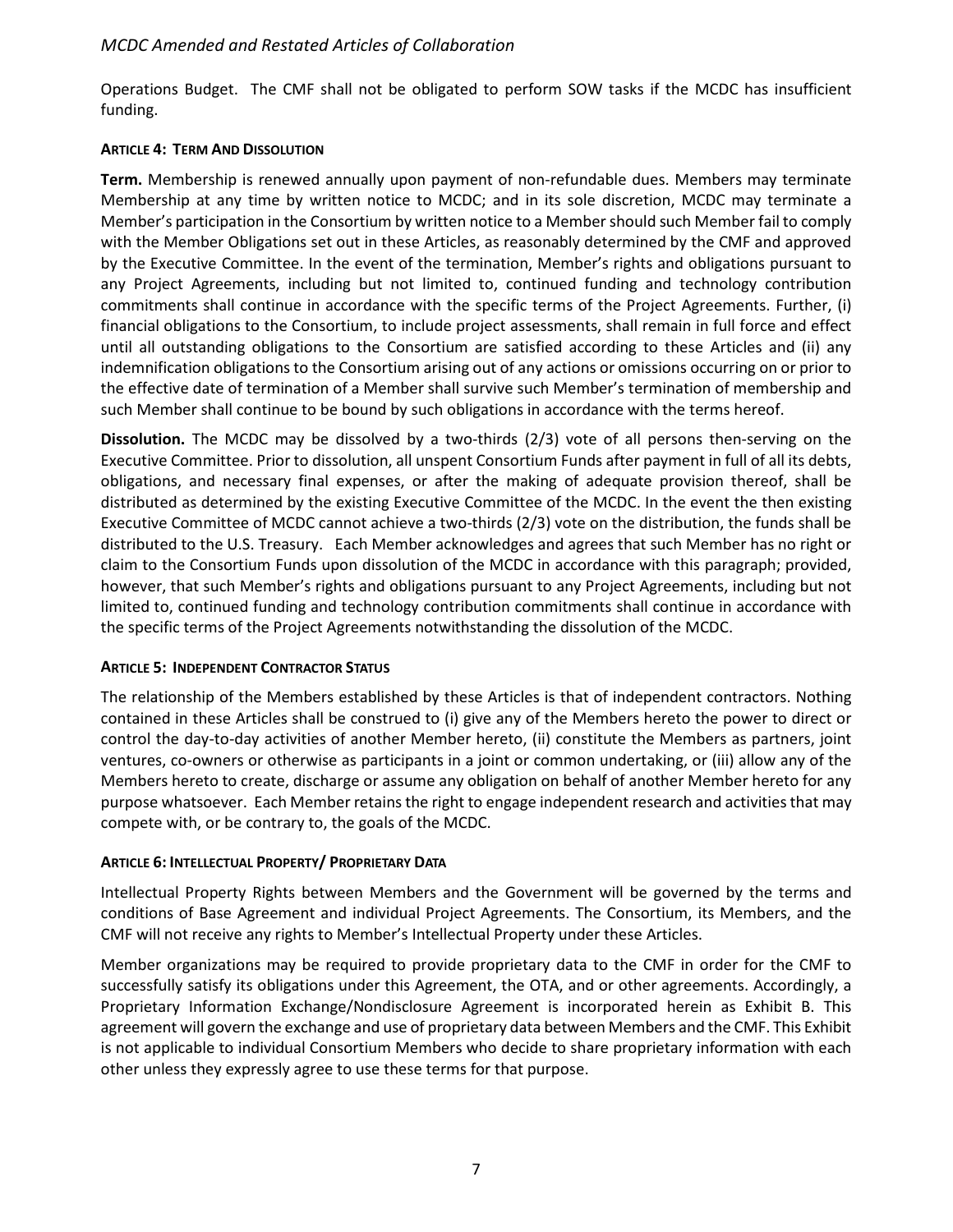Operations Budget. The CMF shall not be obligated to perform SOW tasks if the MCDC has insufficient funding.

### ARTICLE 4: TERM AND DISSOLUTION

**Term.** Membership is renewed annually upon payment of non-refundable dues. Members may terminate Membership at any time by written notice to MCDC; and in its sole discretion, MCDC may terminate a Member's participation in the Consortium by written notice to a Member should such Member fail to comply with the Member Obligations set out in these Articles, as reasonably determined by the CMF and approved by the Executive Committee. In the event of the termination, Member's rights and obligations pursuant to any Project Agreements, including but not limited to, continued funding and technology contribution commitments shall continue in accordance with the specific terms of the Project Agreements. Further, (i) financial obligations to the Consortium, to include project assessments, shall remain in full force and effect until all outstanding obligations to the Consortium are satisfied according to these Articles and (ii) any indemnification obligations to the Consortium arising out of any actions or omissions occurring on or prior to the effective date of termination of a Member shall survive such Member's termination of membership and such Member shall continue to be bound by such obligations in accordance with the terms hereof.

**Dissolution.** The MCDC may be dissolved by a two-thirds (2/3) vote of all persons then-serving on the Executive Committee. Prior to dissolution, all unspent Consortium Funds after payment in full of all its debts, obligations, and necessary final expenses, or after the making of adequate provision thereof, shall be distributed as determined by the existing Executive Committee of the MCDC. In the event the then existing Executive Committee of MCDC cannot achieve a two-thirds (2/3) vote on the distribution, the funds shall be distributed to the U.S. Treasury. Each Member acknowledges and agrees that such Member has no right or claim to the Consortium Funds upon dissolution of the MCDC in accordance with this paragraph; provided, however, that such Member's rights and obligations pursuant to any Project Agreements, including but not limited to, continued funding and technology contribution commitments shall continue in accordance with the specific terms of the Project Agreements notwithstanding the dissolution of the MCDC.

### ARTICLE 5: INDEPENDENT CONTRACTOR STATUS

The relationship of the Members established by these Articles is that of independent contractors. Nothing contained in these Articles shall be construed to (i) give any of the Members hereto the power to direct or control the day-to-day activities of another Member hereto, (ii) constitute the Members as partners, joint ventures, co-owners or otherwise as participants in a joint or common undertaking, or (iii) allow any of the Members hereto to create, discharge or assume any obligation on behalf of another Member hereto for any purpose whatsoever. Each Member retains the right to engage independent research and activities that may compete with, or be contrary to, the goals of the MCDC.

### ARTICLE 6: INTELLECTUAL PROPERTY/ PROPRIETARY DATA

Intellectual Property Rights between Members and the Government will be governed by the terms and conditions of Base Agreement and individual Project Agreements. The Consortium, its Members, and the CMF will not receive any rights to Member's Intellectual Property under these Articles.

Member organizations may be required to provide proprietary data to the CMF in order for the CMF to successfully satisfy its obligations under this Agreement, the OTA, and or other agreements. Accordingly, a Proprietary Information Exchange/Nondisclosure Agreement is incorporated herein as Exhibit B. This agreement will govern the exchange and use of proprietary data between Members and the CMF. This Exhibit is not applicable to individual Consortium Members who decide to share proprietary information with each other unless they expressly agree to use these terms for that purpose.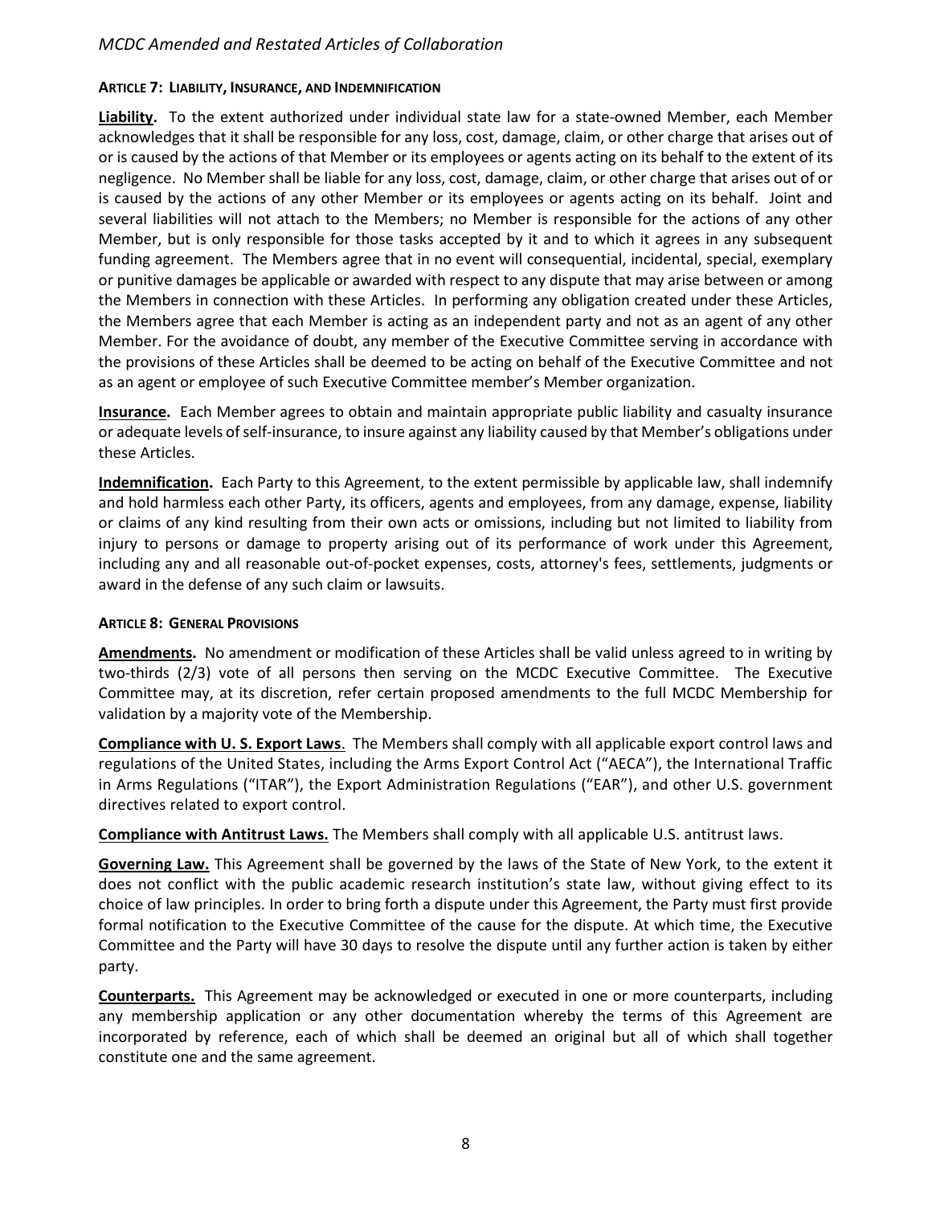### ARTICLE 7: LIABILITY, INSURANCE, AND INDEMNIFICATION

**Liability.** To the extent authorized under individual state law for a state-owned Member, each Member acknowledges that it shall be responsible for any loss, cost, damage, claim, or other charge that arises out of or is caused by the actions of that Member or its employees or agents acting on its behalf to the extent of its negligence. No Member shall be liable for any loss, cost, damage, claim, or other charge that arises out of or is caused by the actions of any other Member or its employees or agents acting on its behalf. Joint and several liabilities will not attach to the Members; no Member is responsible for the actions of any other Member, but is only responsible for those tasks accepted by it and to which it agrees in any subsequent funding agreement. The Members agree that in no event will consequential, incidental, special, exemplary or punitive damages be applicable or awarded with respect to any dispute that may arise between or among the Members in connection with these Articles. In performing any obligation created under these Articles, the Members agree that each Member is acting as an independent party and not as an agent of any other Member. For the avoidance of doubt, any member of the Executive Committee serving in accordance with the provisions of these Articles shall be deemed to be acting on behalf of the Executive Committee and not as an agent or employee of such Executive Committee member's Member organization.

**Insurance.** Each Member agrees to obtain and maintain appropriate public liability and casualty insurance or adequate levels of self-insurance, to insure against any liability caused by that Member's obligations under these Articles.

**Indemnification.** Each Party to this Agreement, to the extent permissible by applicable law, shall indemnify and hold harmless each other Party, its officers, agents and employees, from any damage, expense, liability or claims of any kind resulting from their own acts or omissions, including but not limited to liability from injury to persons or damage to property arising out of its performance of work under this Agreement, including any and all reasonable out-of-pocket expenses, costs, attorney's fees, settlements, judgments or award in the defense of any such claim or lawsuits.

### ARTICLE 8: GENERAL PROVISIONS

**Amendments.** No amendment or modification of these Articles shall be valid unless agreed to in writing by two-thirds (2/3) vote of all persons then serving on the MCDC Executive Committee. The Executive Committee may, at its discretion, refer certain proposed amendments to the full MCDC Membership for validation by a majority vote of the Membership.

**Compliance with U. S. Export Laws**. The Members shall comply with all applicable export control laws and regulations of the United States, including the Arms Export Control Act ("AECA"), the International Traffic in Arms Regulations ("ITAR"), the Export Administration Regulations ("EAR"), and other U.S. government directives related to export control.

**Compliance with Antitrust Laws.** The Members shall comply with all applicable U.S. antitrust laws.

**Governing Law.** This Agreement shall be governed by the laws of the State of New York, to the extent it does not conflict with the public academic research institution's state law, without giving effect to its choice of law principles. In order to bring forth a dispute under this Agreement, the Party must first provide formal notification to the Executive Committee of the cause for the dispute. At which time, the Executive Committee and the Party will have 30 days to resolve the dispute until any further action is taken by either party.

**Counterparts.** This Agreement may be acknowledged or executed in one or more counterparts, including any membership application or any other documentation whereby the terms of this Agreement are incorporated by reference, each of which shall be deemed an original but all of which shall together constitute one and the same agreement.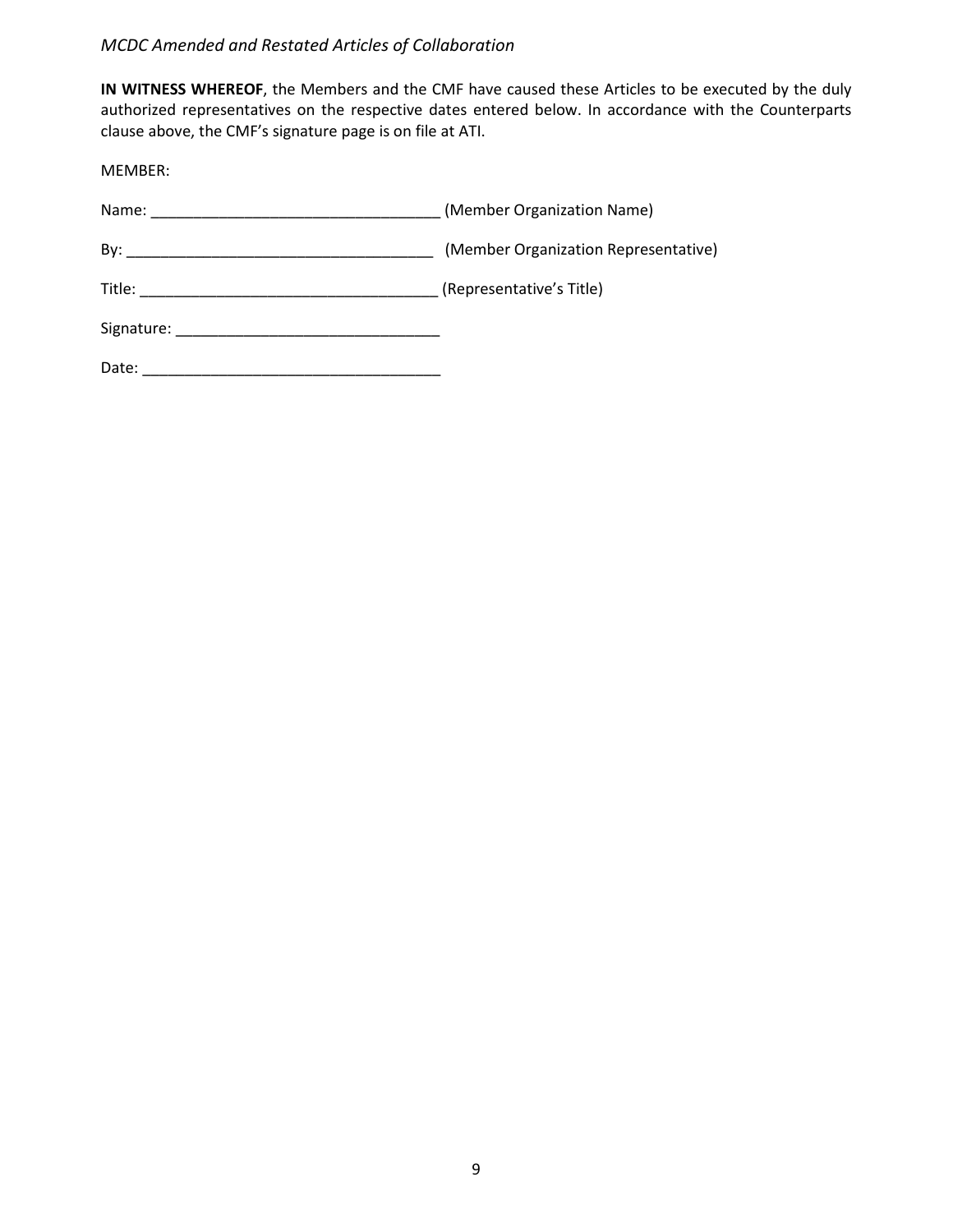**IN WITNESS WHEREOF**, the Members and the CMF have caused these Articles to be executed by the duly authorized representatives on the respective dates entered below. In accordance with the Counterparts clause above, the CMF's signature page is on file at ATI.

MEMBER:

Name: ___________________________________ (Member Organization Name)

By: _____________________________________ (Member Organization Representative)

Title: ___________________________________ (Representative's Title)

Signature: _______________________________

Date: ____________________________________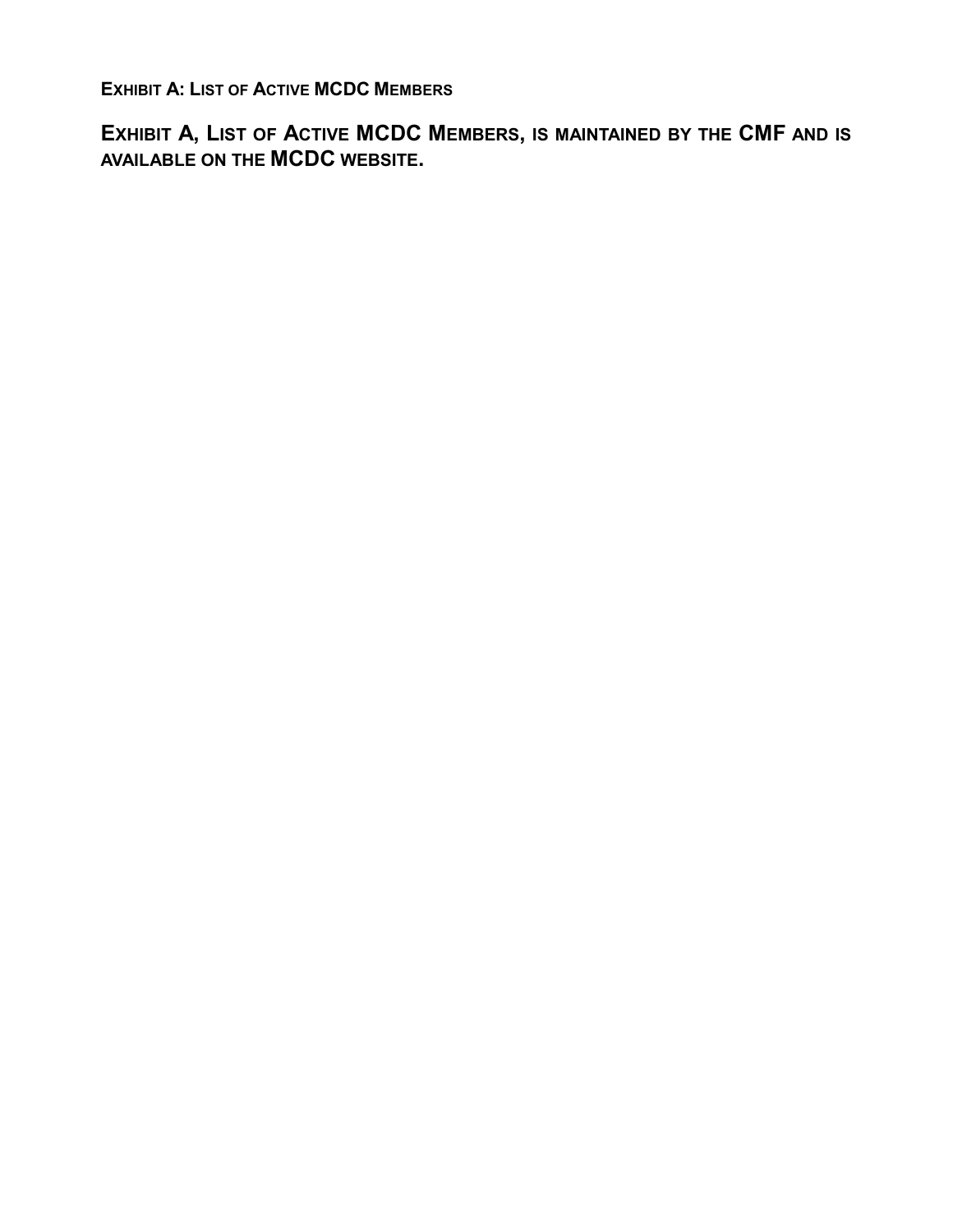## Exhibit A: List of Active MCDC Members

**Exhibit A, List of Active MCDC Members, is maintained by the CMF and is available on the MCDC website.**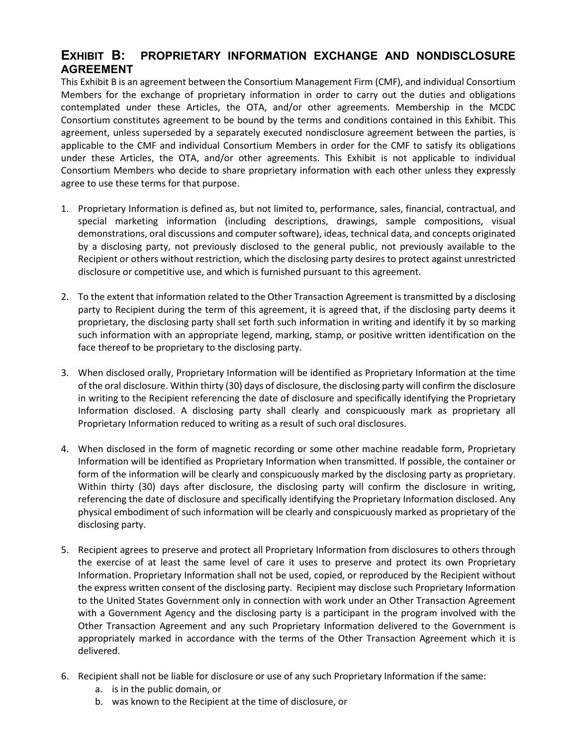## EXHIBIT B: PROPRIETARY INFORMATION EXCHANGE AND NONDISCLOSURE AGREEMENT

This Exhibit B is an agreement between the Consortium Management Firm (CMF), and individual Consortium Members for the exchange of proprietary information in order to carry out the duties and obligations contemplated under these Articles, the OTA, and/or other agreements. Membership in the MCDC Consortium constitutes agreement to be bound by the terms and conditions contained in this Exhibit. This agreement, unless superseded by a separately executed nondisclosure agreement between the parties, is applicable to the CMF and individual Consortium Members in order for the CMF to satisfy its obligations under these Articles, the OTA, and/or other agreements. This Exhibit is not applicable to individual Consortium Members who decide to share proprietary information with each other unless they expressly agree to use these terms for that purpose.

1. Proprietary Information is defined as, but not limited to, performance, sales, financial, contractual, and special marketing information (including descriptions, drawings, sample compositions, visual demonstrations, oral discussions and computer software), ideas, technical data, and concepts originated by a disclosing party, not previously disclosed to the general public, not previously available to the Recipient or others without restriction, which the disclosing party desires to protect against unrestricted disclosure or competitive use, and which is furnished pursuant to this agreement.

2. To the extent that information related to the Other Transaction Agreement is transmitted by a disclosing party to Recipient during the term of this agreement, it is agreed that, if the disclosing party deems it proprietary, the disclosing party shall set forth such information in writing and identify it by so marking such information with an appropriate legend, marking, stamp, or positive written identification on the face thereof to be proprietary to the disclosing party.

3. When disclosed orally, Proprietary Information will be identified as Proprietary Information at the time of the oral disclosure. Within thirty (30) days of disclosure, the disclosing party will confirm the disclosure in writing to the Recipient referencing the date of disclosure and specifically identifying the Proprietary Information disclosed. A disclosing party shall clearly and conspicuously mark as proprietary all Proprietary Information reduced to writing as a result of such oral disclosures.

4. When disclosed in the form of magnetic recording or some other machine readable form, Proprietary Information will be identified as Proprietary Information when transmitted. If possible, the container or form of the information will be clearly and conspicuously marked by the disclosing party as proprietary. Within thirty (30) days after disclosure, the disclosing party will confirm the disclosure in writing, referencing the date of disclosure and specifically identifying the Proprietary Information disclosed. Any physical embodiment of such information will be clearly and conspicuously marked as proprietary of the disclosing party.

5. Recipient agrees to preserve and protect all Proprietary Information from disclosures to others through the exercise of at least the same level of care it uses to preserve and protect its own Proprietary Information. Proprietary Information shall not be used, copied, or reproduced by the Recipient without the express written consent of the disclosing party. Recipient may disclose such Proprietary Information to the United States Government only in connection with work under an Other Transaction Agreement with a Government Agency and the disclosing party is a participant in the program involved with the Other Transaction Agreement and any such Proprietary Information delivered to the Government is appropriately marked in accordance with the terms of the Other Transaction Agreement which it is delivered.

6. Recipient shall not be liable for disclosure or use of any such Proprietary Information if the same:
   a. is in the public domain, or
   b. was known to the Recipient at the time of disclosure, or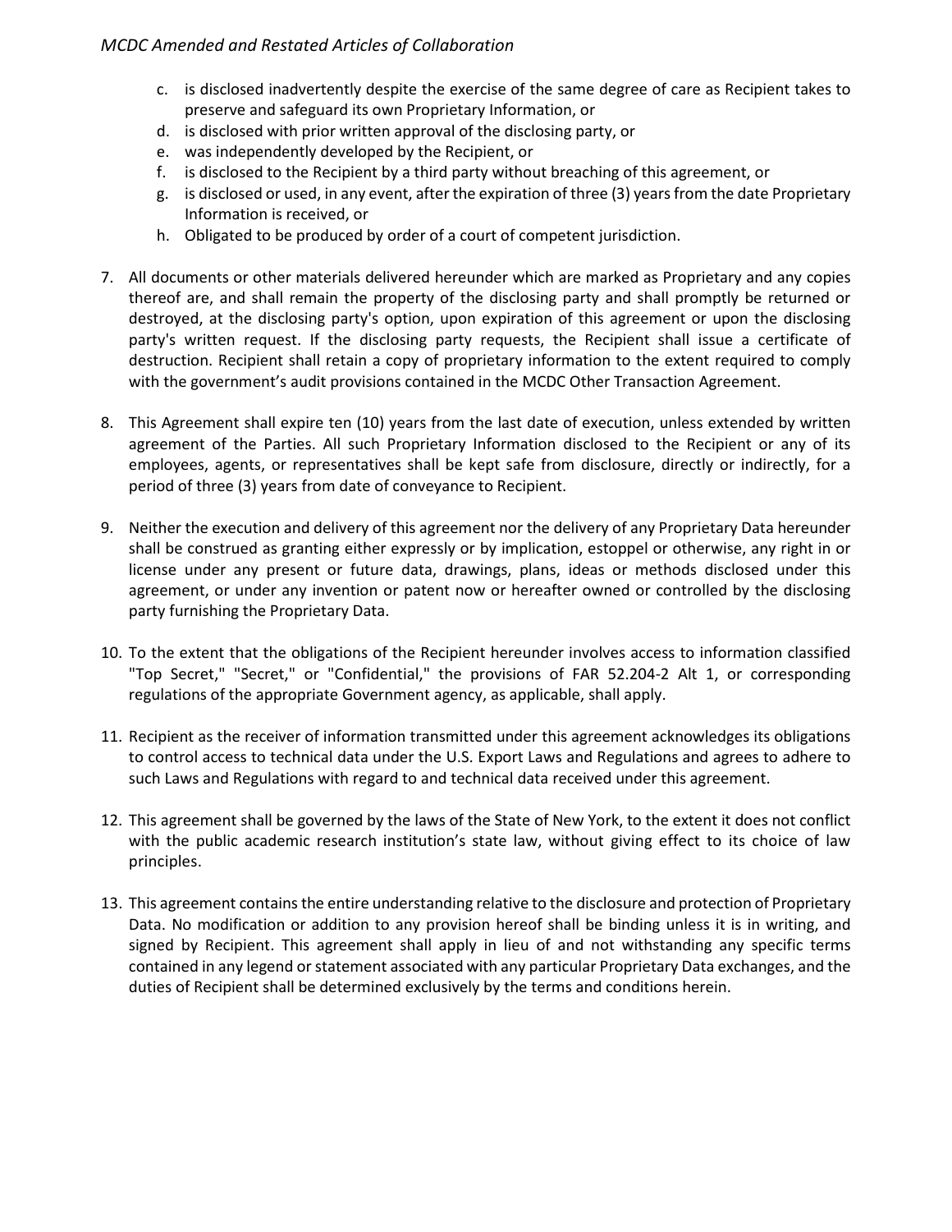c. is disclosed inadvertently despite the exercise of the same degree of care as Recipient takes to preserve and safeguard its own Proprietary Information, or
d. is disclosed with prior written approval of the disclosing party, or
e. was independently developed by the Recipient, or
f. is disclosed to the Recipient by a third party without breaching of this agreement, or
g. is disclosed or used, in any event, after the expiration of three (3) years from the date Proprietary Information is received, or
h. Obligated to be produced by order of a court of competent jurisdiction.

7. All documents or other materials delivered hereunder which are marked as Proprietary and any copies thereof are, and shall remain the property of the disclosing party and shall promptly be returned or destroyed, at the disclosing party's option, upon expiration of this agreement or upon the disclosing party's written request. If the disclosing party requests, the Recipient shall issue a certificate of destruction. Recipient shall retain a copy of proprietary information to the extent required to comply with the government's audit provisions contained in the MCDC Other Transaction Agreement.

8. This Agreement shall expire ten (10) years from the last date of execution, unless extended by written agreement of the Parties. All such Proprietary Information disclosed to the Recipient or any of its employees, agents, or representatives shall be kept safe from disclosure, directly or indirectly, for a period of three (3) years from date of conveyance to Recipient.

9. Neither the execution and delivery of this agreement nor the delivery of any Proprietary Data hereunder shall be construed as granting either expressly or by implication, estoppel or otherwise, any right in or license under any present or future data, drawings, plans, ideas or methods disclosed under this agreement, or under any invention or patent now or hereafter owned or controlled by the disclosing party furnishing the Proprietary Data.

10. To the extent that the obligations of the Recipient hereunder involves access to information classified "Top Secret," "Secret," or "Confidential," the provisions of FAR 52.204-2 Alt 1, or corresponding regulations of the appropriate Government agency, as applicable, shall apply.

11. Recipient as the receiver of information transmitted under this agreement acknowledges its obligations to control access to technical data under the U.S. Export Laws and Regulations and agrees to adhere to such Laws and Regulations with regard to and technical data received under this agreement.

12. This agreement shall be governed by the laws of the State of New York, to the extent it does not conflict with the public academic research institution's state law, without giving effect to its choice of law principles.

13. This agreement contains the entire understanding relative to the disclosure and protection of Proprietary Data. No modification or addition to any provision hereof shall be binding unless it is in writing, and signed by Recipient. This agreement shall apply in lieu of and not withstanding any specific terms contained in any legend or statement associated with any particular Proprietary Data exchanges, and the duties of Recipient shall be determined exclusively by the terms and conditions herein.